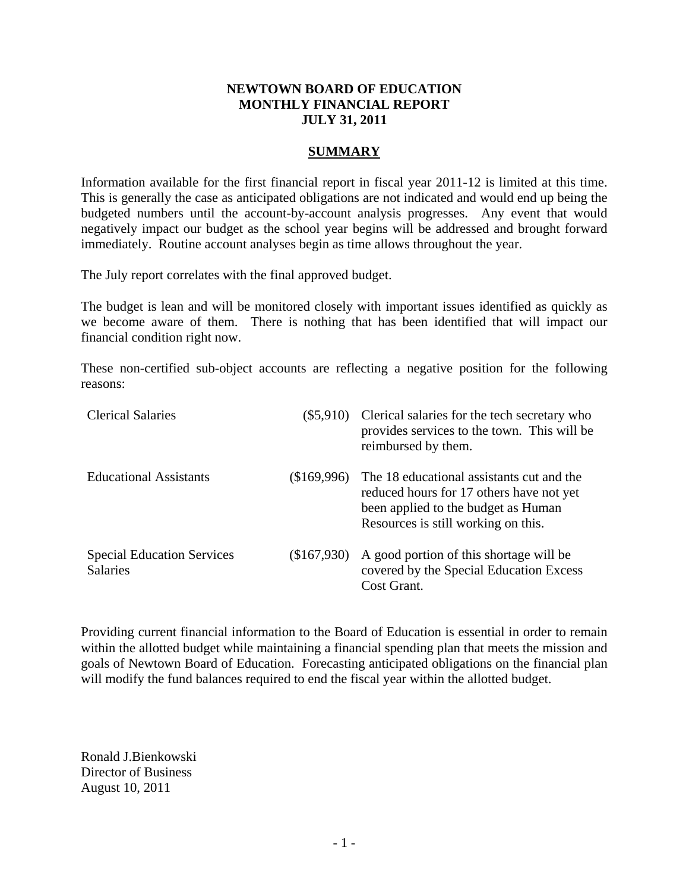**NEWTOWN BOARD OF EDUCATION**
**MONTHLY FINANCIAL REPORT**
**JULY 31, 2011**

## SUMMARY

Information available for the first financial report in fiscal year 2011-12 is limited at this time. This is generally the case as anticipated obligations are not indicated and would end up being the budgeted numbers until the account-by-account analysis progresses. Any event that would negatively impact our budget as the school year begins will be addressed and brought forward immediately. Routine account analyses begin as time allows throughout the year.

The July report correlates with the final approved budget.

The budget is lean and will be monitored closely with important issues identified as quickly as we become aware of them. There is nothing that has been identified that will impact our financial condition right now.

These non-certified sub-object accounts are reflecting a negative position for the following reasons:

| | | |
|---|---|---|
| Clerical Salaries | ($5,910) | Clerical salaries for the tech secretary who provides services to the town. This will be reimbursed by them. |
| Educational Assistants | ($169,996) | The 18 educational assistants cut and the reduced hours for 17 others have not yet been applied to the budget as Human Resources is still working on this. |
| Special Education Services Salaries | ($167,930) | A good portion of this shortage will be covered by the Special Education Excess Cost Grant. |

Providing current financial information to the Board of Education is essential in order to remain within the allotted budget while maintaining a financial spending plan that meets the mission and goals of Newtown Board of Education. Forecasting anticipated obligations on the financial plan will modify the fund balances required to end the fiscal year within the allotted budget.

Ronald J.Bienkowski
Director of Business
August 10, 2011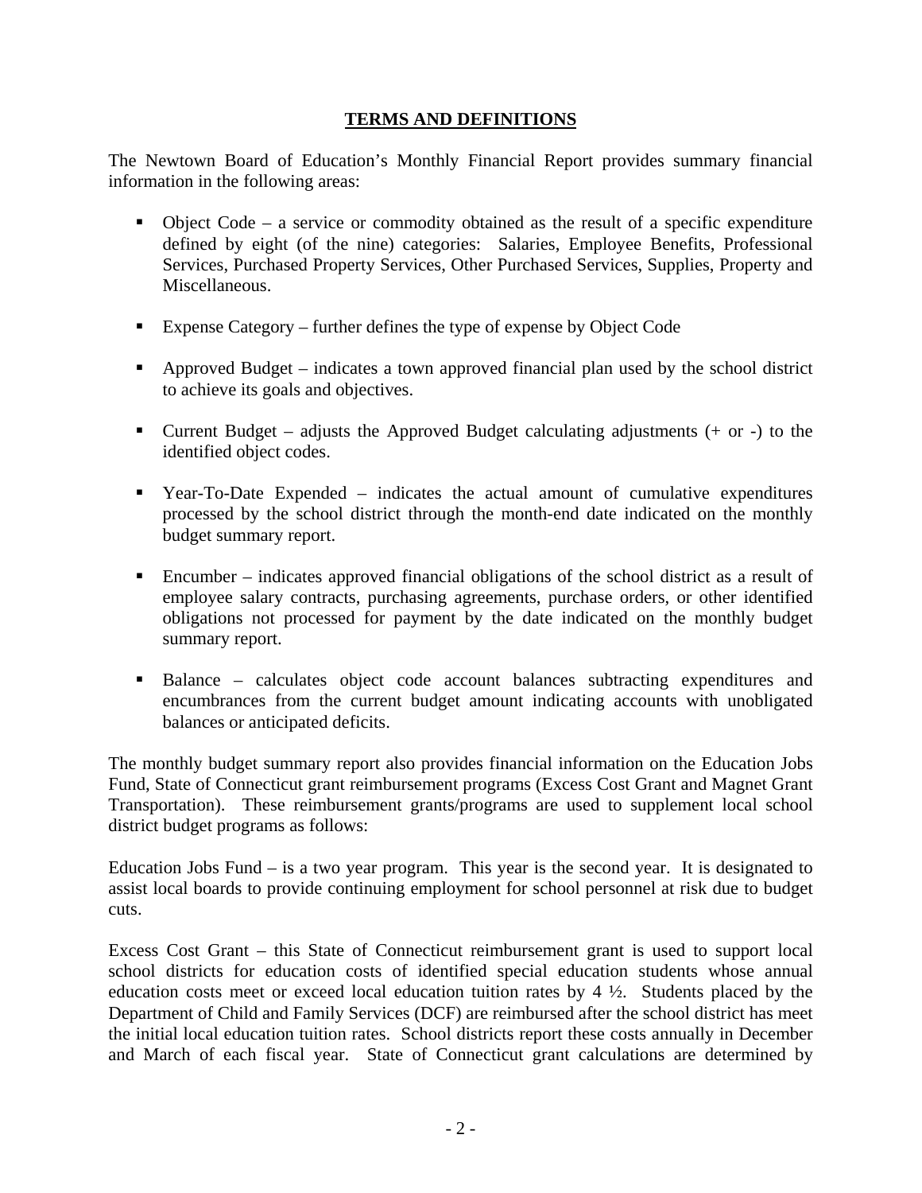## TERMS AND DEFINITIONS

The Newtown Board of Education's Monthly Financial Report provides summary financial information in the following areas:

- Object Code – a service or commodity obtained as the result of a specific expenditure defined by eight (of the nine) categories: Salaries, Employee Benefits, Professional Services, Purchased Property Services, Other Purchased Services, Supplies, Property and Miscellaneous.
- Expense Category – further defines the type of expense by Object Code
- Approved Budget – indicates a town approved financial plan used by the school district to achieve its goals and objectives.
- Current Budget – adjusts the Approved Budget calculating adjustments (+ or -) to the identified object codes.
- Year-To-Date Expended – indicates the actual amount of cumulative expenditures processed by the school district through the month-end date indicated on the monthly budget summary report.
- Encumber – indicates approved financial obligations of the school district as a result of employee salary contracts, purchasing agreements, purchase orders, or other identified obligations not processed for payment by the date indicated on the monthly budget summary report.
- Balance – calculates object code account balances subtracting expenditures and encumbrances from the current budget amount indicating accounts with unobligated balances or anticipated deficits.

The monthly budget summary report also provides financial information on the Education Jobs Fund, State of Connecticut grant reimbursement programs (Excess Cost Grant and Magnet Grant Transportation). These reimbursement grants/programs are used to supplement local school district budget programs as follows:

Education Jobs Fund – is a two year program. This year is the second year. It is designated to assist local boards to provide continuing employment for school personnel at risk due to budget cuts.

Excess Cost Grant – this State of Connecticut reimbursement grant is used to support local school districts for education costs of identified special education students whose annual education costs meet or exceed local education tuition rates by 4 ½. Students placed by the Department of Child and Family Services (DCF) are reimbursed after the school district has meet the initial local education tuition rates. School districts report these costs annually in December and March of each fiscal year. State of Connecticut grant calculations are determined by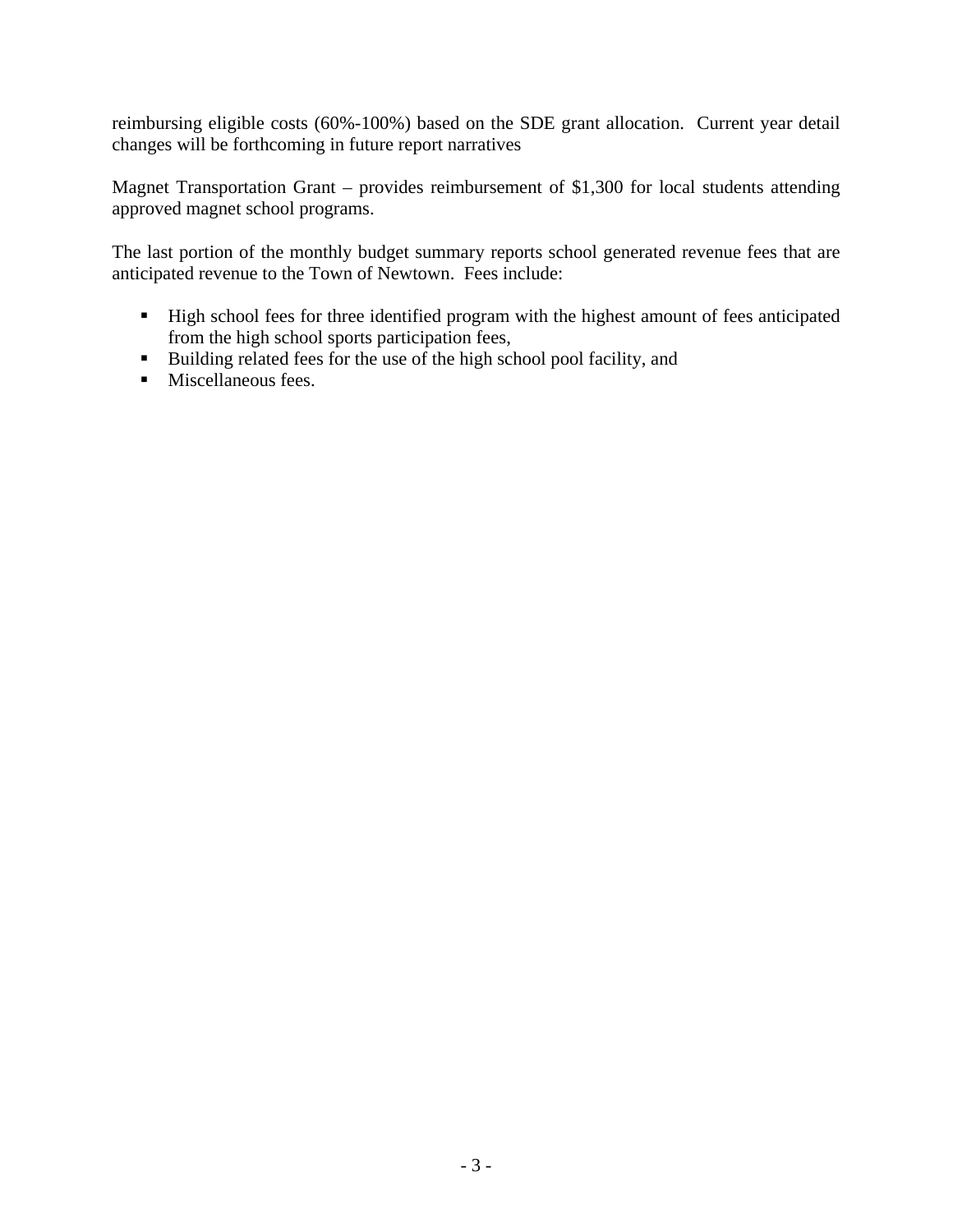reimbursing eligible costs (60%-100%) based on the SDE grant allocation. Current year detail changes will be forthcoming in future report narratives

Magnet Transportation Grant – provides reimbursement of $1,300 for local students attending approved magnet school programs.

The last portion of the monthly budget summary reports school generated revenue fees that are anticipated revenue to the Town of Newtown. Fees include:

- High school fees for three identified program with the highest amount of fees anticipated from the high school sports participation fees,
- Building related fees for the use of the high school pool facility, and
- Miscellaneous fees.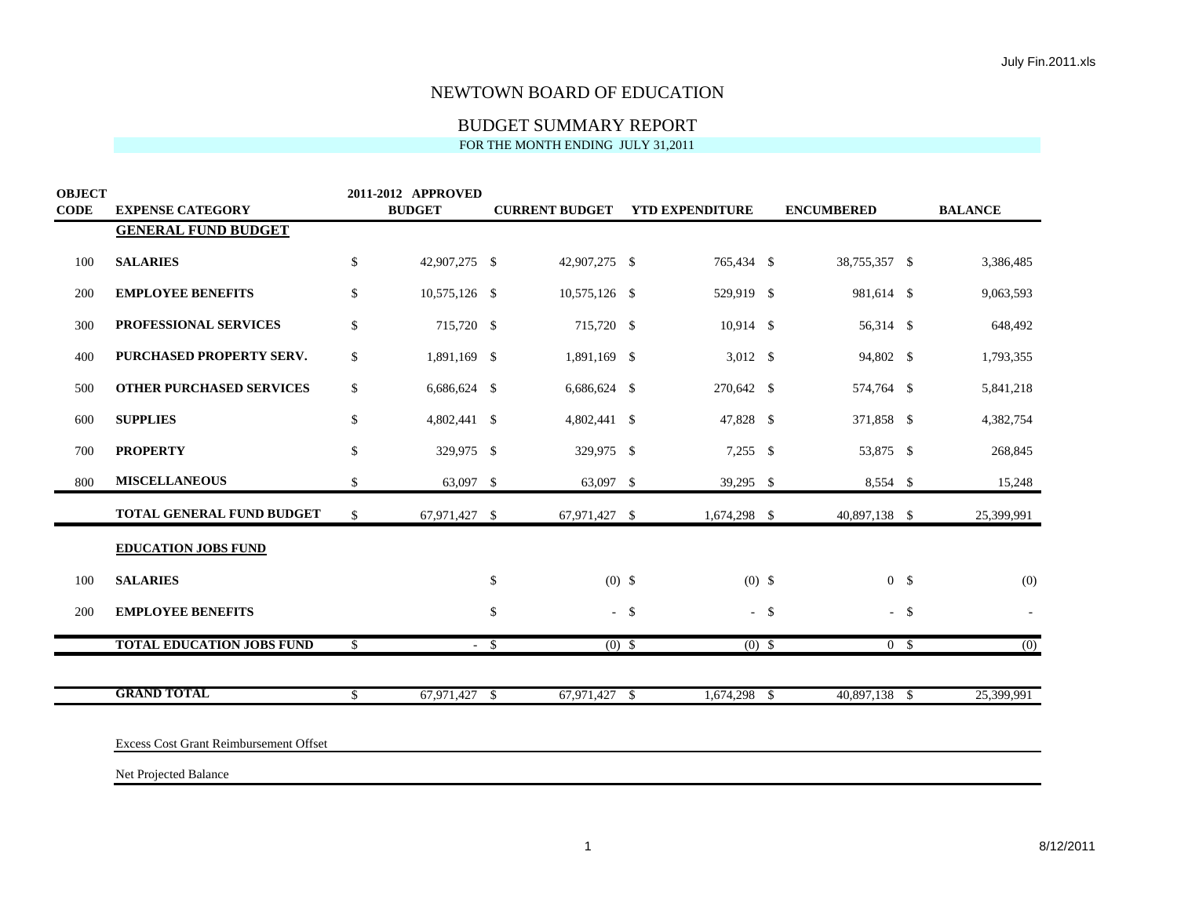# NEWTOWN BOARD OF EDUCATION

## BUDGET SUMMARY REPORT

FOR THE MONTH ENDING JULY 31,2011

| OBJECT CODE | EXPENSE CATEGORY | 2011-2012 APPROVED BUDGET | CURRENT BUDGET | YTD EXPENDITURE | ENCUMBERED | BALANCE |
|---|---|---|---|---|---|---|
| | **GENERAL FUND BUDGET** | | | | | |
| 100 | **SALARIES** | $ 42,907,275 | $ 42,907,275 | $ 765,434 | $ 38,755,357 | $ 3,386,485 |
| 200 | **EMPLOYEE BENEFITS** | $ 10,575,126 | $ 10,575,126 | $ 529,919 | $ 981,614 | $ 9,063,593 |
| 300 | **PROFESSIONAL SERVICES** | $ 715,720 | $ 715,720 | $ 10,914 | $ 56,314 | $ 648,492 |
| 400 | **PURCHASED PROPERTY SERV.** | $ 1,891,169 | $ 1,891,169 | $ 3,012 | $ 94,802 | $ 1,793,355 |
| 500 | **OTHER PURCHASED SERVICES** | $ 6,686,624 | $ 6,686,624 | $ 270,642 | $ 574,764 | $ 5,841,218 |
| 600 | **SUPPLIES** | $ 4,802,441 | $ 4,802,441 | $ 47,828 | $ 371,858 | $ 4,382,754 |
| 700 | **PROPERTY** | $ 329,975 | $ 329,975 | $ 7,255 | $ 53,875 | $ 268,845 |
| 800 | **MISCELLANEOUS** | $ 63,097 | $ 63,097 | $ 39,295 | $ 8,554 | $ 15,248 |
| | **TOTAL GENERAL FUND BUDGET** | $ 67,971,427 | $ 67,971,427 | $ 1,674,298 | $ 40,897,138 | $ 25,399,991 |
| | **EDUCATION JOBS FUND** | | | | | |
| 100 | **SALARIES** | | $ (0) | $ (0) | $ 0 | $ (0) |
| 200 | **EMPLOYEE BENEFITS** | | $ - | $ - | $ - | $ - |
| | **TOTAL EDUCATION JOBS FUND** | $ - | $ (0) | $ (0) | $ 0 | $ (0) |
| | **GRAND TOTAL** | $ 67,971,427 | $ 67,971,427 | $ 1,674,298 | $ 40,897,138 | $ 25,399,991 |

Excess Cost Grant Reimbursement Offset

Net Projected Balance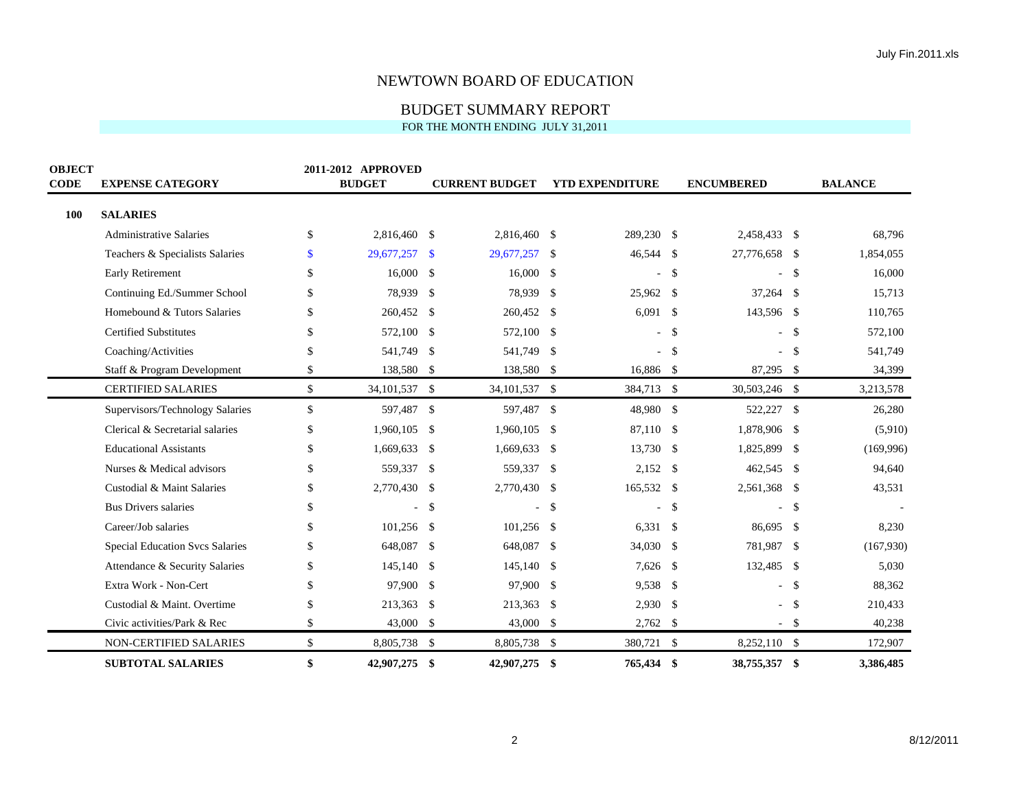# NEWTOWN BOARD OF EDUCATION

## BUDGET SUMMARY REPORT

FOR THE MONTH ENDING JULY 31,2011

| OBJECT CODE | EXPENSE CATEGORY | 2011-2012 APPROVED BUDGET | CURRENT BUDGET | YTD EXPENDITURE | ENCUMBERED | BALANCE |
|---|---|---|---|---|---|---|
| **100** | **SALARIES** | | | | | |
| | Administrative Salaries | $ 2,816,460 | $ 2,816,460 | $ 289,230 | $ 2,458,433 | $ 68,796 |
| | Teachers & Specialists Salaries | $ 29,677,257 | $ 29,677,257 | $ 46,544 | $ 27,776,658 | $ 1,854,055 |
| | Early Retirement | $ 16,000 | $ 16,000 | $ - | $ - | $ 16,000 |
| | Continuing Ed./Summer School | $ 78,939 | $ 78,939 | $ 25,962 | $ 37,264 | $ 15,713 |
| | Homebound & Tutors Salaries | $ 260,452 | $ 260,452 | $ 6,091 | $ 143,596 | $ 110,765 |
| | Certified Substitutes | $ 572,100 | $ 572,100 | $ - | $ - | $ 572,100 |
| | Coaching/Activities | $ 541,749 | $ 541,749 | $ - | $ - | $ 541,749 |
| | Staff & Program Development | $ 138,580 | $ 138,580 | $ 16,886 | $ 87,295 | $ 34,399 |
| | CERTIFIED SALARIES | $ 34,101,537 | $ 34,101,537 | $ 384,713 | $ 30,503,246 | $ 3,213,578 |
| | Supervisors/Technology Salaries | $ 597,487 | $ 597,487 | $ 48,980 | $ 522,227 | $ 26,280 |
| | Clerical & Secretarial salaries | $ 1,960,105 | $ 1,960,105 | $ 87,110 | $ 1,878,906 | $ (5,910) |
| | Educational Assistants | $ 1,669,633 | $ 1,669,633 | $ 13,730 | $ 1,825,899 | $ (169,996) |
| | Nurses & Medical advisors | $ 559,337 | $ 559,337 | $ 2,152 | $ 462,545 | $ 94,640 |
| | Custodial & Maint Salaries | $ 2,770,430 | $ 2,770,430 | $ 165,532 | $ 2,561,368 | $ 43,531 |
| | Bus Drivers salaries | $ - | $ - | $ - | $ - | $ - |
| | Career/Job salaries | $ 101,256 | $ 101,256 | $ 6,331 | $ 86,695 | $ 8,230 |
| | Special Education Svcs Salaries | $ 648,087 | $ 648,087 | $ 34,030 | $ 781,987 | $ (167,930) |
| | Attendance & Security Salaries | $ 145,140 | $ 145,140 | $ 7,626 | $ 132,485 | $ 5,030 |
| | Extra Work - Non-Cert | $ 97,900 | $ 97,900 | $ 9,538 | $ - | $ 88,362 |
| | Custodial & Maint. Overtime | $ 213,363 | $ 213,363 | $ 2,930 | $ - | $ 210,433 |
| | Civic activities/Park & Rec | $ 43,000 | $ 43,000 | $ 2,762 | $ - | $ 40,238 |
| | NON-CERTIFIED SALARIES | $ 8,805,738 | $ 8,805,738 | $ 380,721 | $ 8,252,110 | $ 172,907 |
| | **SUBTOTAL SALARIES** | **$ 42,907,275** | **$ 42,907,275** | **$ 765,434** | **$ 38,755,357** | **$ 3,386,485** |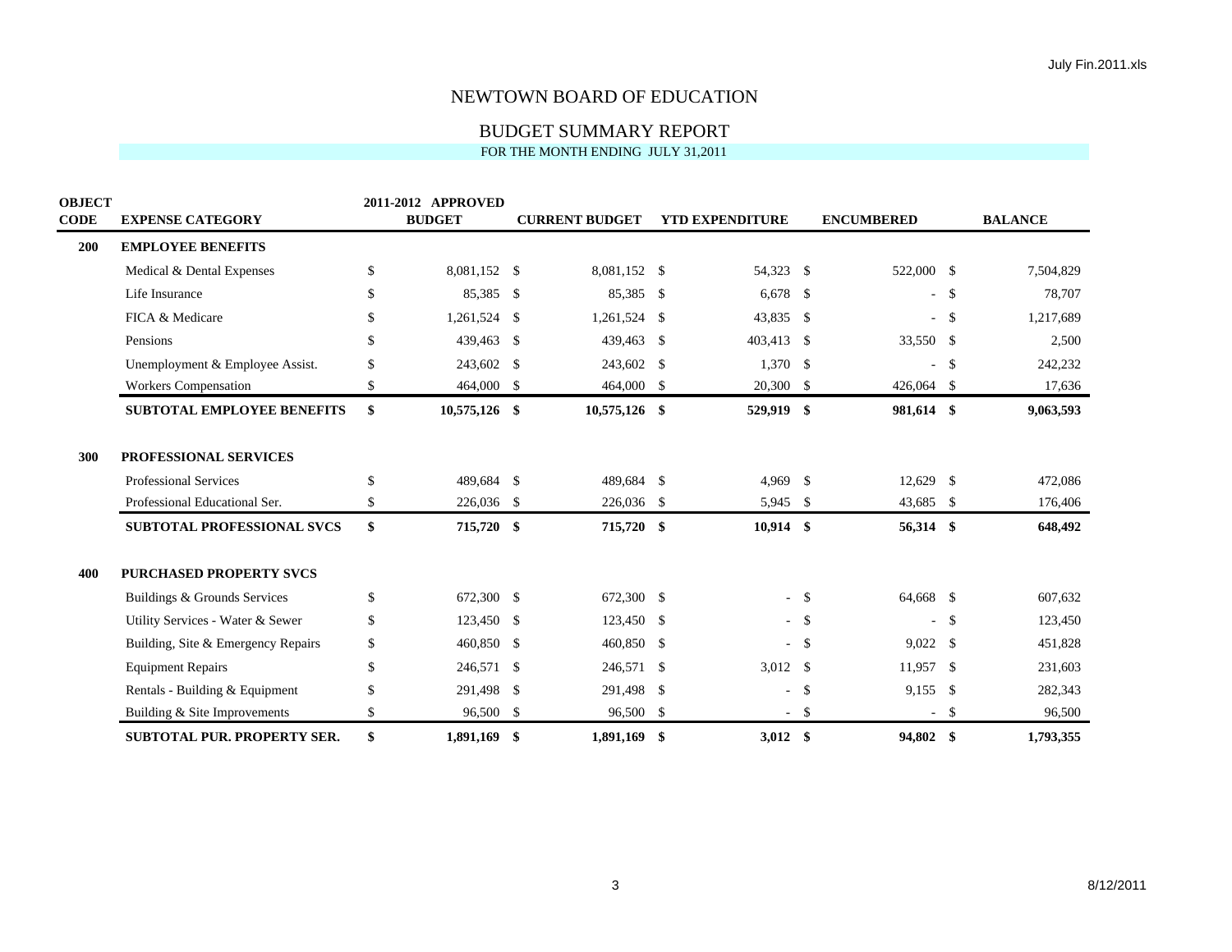# NEWTOWN BOARD OF EDUCATION

## BUDGET SUMMARY REPORT

FOR THE MONTH ENDING JULY 31,2011

| OBJECT CODE | EXPENSE CATEGORY | 2011-2012 APPROVED BUDGET | CURRENT BUDGET | YTD EXPENDITURE | ENCUMBERED | BALANCE |
|---|---|---|---|---|---|---|
| **200** | **EMPLOYEE BENEFITS** | | | | | |
| | Medical & Dental Expenses | $ 8,081,152 | $ 8,081,152 | $ 54,323 | $ 522,000 | $ 7,504,829 |
| | Life Insurance | $ 85,385 | $ 85,385 | $ 6,678 | $ - | $ 78,707 |
| | FICA & Medicare | $ 1,261,524 | $ 1,261,524 | $ 43,835 | $ - | $ 1,217,689 |
| | Pensions | $ 439,463 | $ 439,463 | $ 403,413 | $ 33,550 | $ 2,500 |
| | Unemployment & Employee Assist. | $ 243,602 | $ 243,602 | $ 1,370 | $ - | $ 242,232 |
| | Workers Compensation | $ 464,000 | $ 464,000 | $ 20,300 | $ 426,064 | $ 17,636 |
| | **SUBTOTAL EMPLOYEE BENEFITS** | **$ 10,575,126** | **$ 10,575,126** | **$ 529,919** | **$ 981,614** | **$ 9,063,593** |
| **300** | **PROFESSIONAL SERVICES** | | | | | |
| | Professional Services | $ 489,684 | $ 489,684 | $ 4,969 | $ 12,629 | $ 472,086 |
| | Professional Educational Ser. | $ 226,036 | $ 226,036 | $ 5,945 | $ 43,685 | $ 176,406 |
| | **SUBTOTAL PROFESSIONAL SVCS** | **$ 715,720** | **$ 715,720** | **$ 10,914** | **$ 56,314** | **$ 648,492** |
| **400** | **PURCHASED PROPERTY SVCS** | | | | | |
| | Buildings & Grounds Services | $ 672,300 | $ 672,300 | $ - | $ 64,668 | $ 607,632 |
| | Utility Services - Water & Sewer | $ 123,450 | $ 123,450 | $ - | $ - | $ 123,450 |
| | Building, Site & Emergency Repairs | $ 460,850 | $ 460,850 | $ - | $ 9,022 | $ 451,828 |
| | Equipment Repairs | $ 246,571 | $ 246,571 | $ 3,012 | $ 11,957 | $ 231,603 |
| | Rentals - Building & Equipment | $ 291,498 | $ 291,498 | $ - | $ 9,155 | $ 282,343 |
| | Building & Site Improvements | $ 96,500 | $ 96,500 | $ - | $ - | $ 96,500 |
| | **SUBTOTAL PUR. PROPERTY SER.** | **$ 1,891,169** | **$ 1,891,169** | **$ 3,012** | **$ 94,802** | **$ 1,793,355** |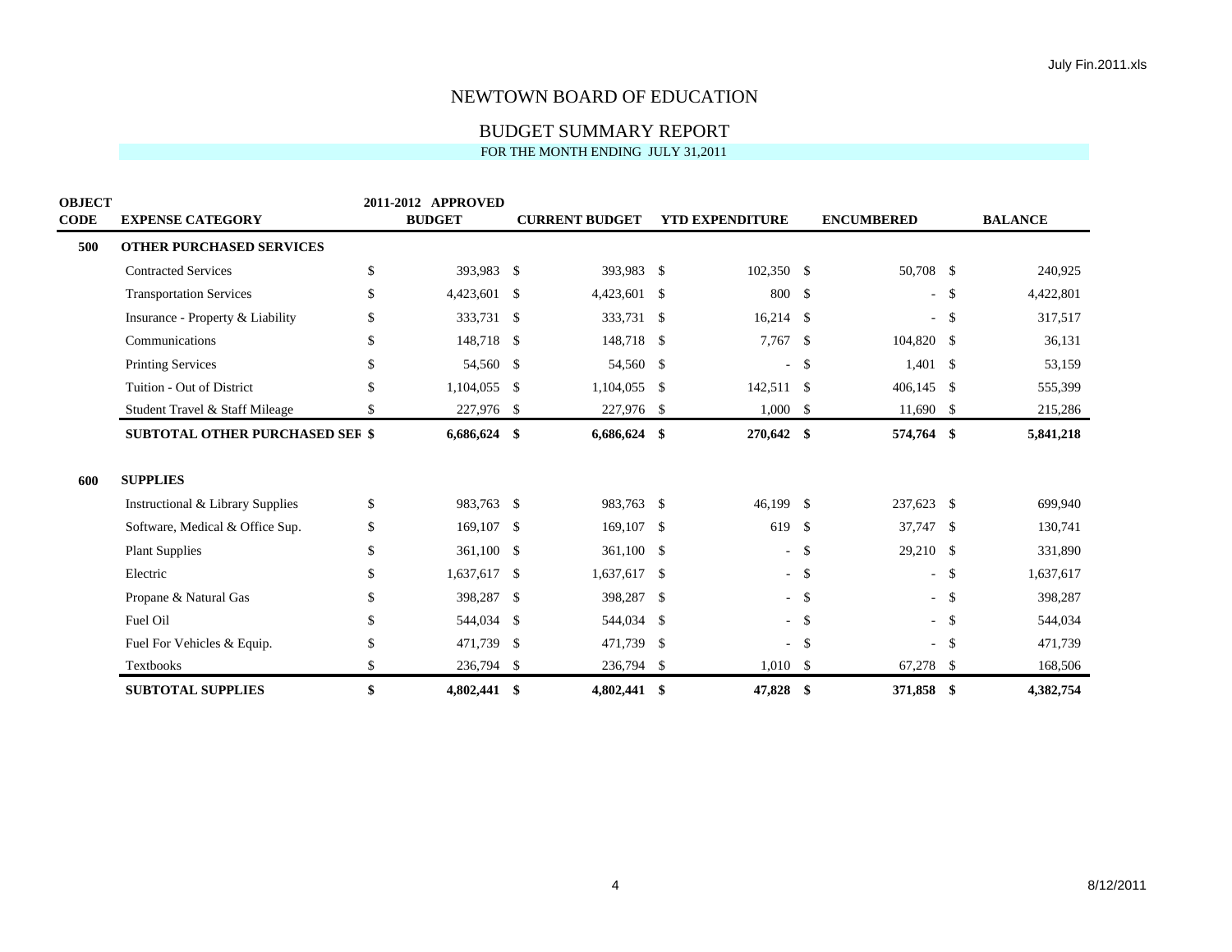# NEWTOWN BOARD OF EDUCATION

## BUDGET SUMMARY REPORT

FOR THE MONTH ENDING JULY 31,2011

| OBJECT CODE | EXPENSE CATEGORY | 2011-2012 APPROVED BUDGET | CURRENT BUDGET | YTD EXPENDITURE | ENCUMBERED | BALANCE |
|---|---|---|---|---|---|---|
| **500** | **OTHER PURCHASED SERVICES** | | | | | |
| | Contracted Services | $ 393,983 | $ 393,983 | $ 102,350 | $ 50,708 | $ 240,925 |
| | Transportation Services | $ 4,423,601 | $ 4,423,601 | $ 800 | $ - | $ 4,422,801 |
| | Insurance - Property & Liability | $ 333,731 | $ 333,731 | $ 16,214 | $ - | $ 317,517 |
| | Communications | $ 148,718 | $ 148,718 | $ 7,767 | $ 104,820 | $ 36,131 |
| | Printing Services | $ 54,560 | $ 54,560 | $ - | $ 1,401 | $ 53,159 |
| | Tuition - Out of District | $ 1,104,055 | $ 1,104,055 | $ 142,511 | $ 406,145 | $ 555,399 |
| | Student Travel & Staff Mileage | $ 227,976 | $ 227,976 | $ 1,000 | $ 11,690 | $ 215,286 |
| | **SUBTOTAL OTHER PURCHASED SER** | **$ 6,686,624** | **$ 6,686,624** | **$ 270,642** | **$ 574,764** | **$ 5,841,218** |
| **600** | **SUPPLIES** | | | | | |
| | Instructional & Library Supplies | $ 983,763 | $ 983,763 | $ 46,199 | $ 237,623 | $ 699,940 |
| | Software, Medical & Office Sup. | $ 169,107 | $ 169,107 | $ 619 | $ 37,747 | $ 130,741 |
| | Plant Supplies | $ 361,100 | $ 361,100 | $ - | $ 29,210 | $ 331,890 |
| | Electric | $ 1,637,617 | $ 1,637,617 | $ - | $ - | $ 1,637,617 |
| | Propane & Natural Gas | $ 398,287 | $ 398,287 | $ - | $ - | $ 398,287 |
| | Fuel Oil | $ 544,034 | $ 544,034 | $ - | $ - | $ 544,034 |
| | Fuel For Vehicles & Equip. | $ 471,739 | $ 471,739 | $ - | $ - | $ 471,739 |
| | Textbooks | $ 236,794 | $ 236,794 | $ 1,010 | $ 67,278 | $ 168,506 |
| | **SUBTOTAL SUPPLIES** | **$ 4,802,441** | **$ 4,802,441** | **$ 47,828** | **$ 371,858** | **$ 4,382,754** |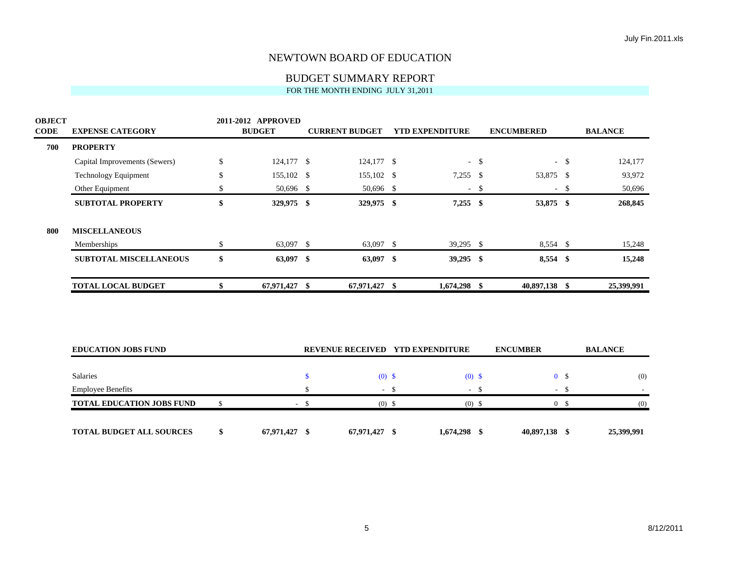# NEWTOWN BOARD OF EDUCATION

## BUDGET SUMMARY REPORT

FOR THE MONTH ENDING JULY 31,2011

| OBJECT CODE | EXPENSE CATEGORY | 2011-2012 APPROVED BUDGET | CURRENT BUDGET | YTD EXPENDITURE | ENCUMBERED | BALANCE |
|---|---|---|---|---|---|---|
| **700** | **PROPERTY** | | | | | |
| | Capital Improvements (Sewers) | $ 124,177 | $ 124,177 | $ - | $ - | $ 124,177 |
| | Technology Equipment | $ 155,102 | $ 155,102 | $ 7,255 | $ 53,875 | $ 93,972 |
| | Other Equipment | $ 50,696 | $ 50,696 | $ - | $ - | $ 50,696 |
| | **SUBTOTAL PROPERTY** | **$ 329,975** | **$ 329,975** | **$ 7,255** | **$ 53,875** | **$ 268,845** |
| **800** | **MISCELLANEOUS** | | | | | |
| | Memberships | $ 63,097 | $ 63,097 | $ 39,295 | $ 8,554 | $ 15,248 |
| | **SUBTOTAL MISCELLANEOUS** | **$ 63,097** | **$ 63,097** | **$ 39,295** | **$ 8,554** | **$ 15,248** |
| | **TOTAL LOCAL BUDGET** | **$ 67,971,427** | **$ 67,971,427** | **$ 1,674,298** | **$ 40,897,138** | **$ 25,399,991** |

| EDUCATION JOBS FUND | | REVENUE RECEIVED | YTD EXPENDITURE | ENCUMBER | BALANCE |
|---|---|---|---|---|---|
| Salaries | | $ (0) | $ (0) | $ 0 | $ (0) |
| Employee Benefits | | $ - | $ - | $ - | $ - |
| **TOTAL EDUCATION JOBS FUND** | $ - | $ (0) | $ (0) | $ 0 | $ (0) |
| **TOTAL BUDGET ALL SOURCES** | **$ 67,971,427** | **$ 67,971,427** | **$ 1,674,298** | **$ 40,897,138** | **$ 25,399,991** |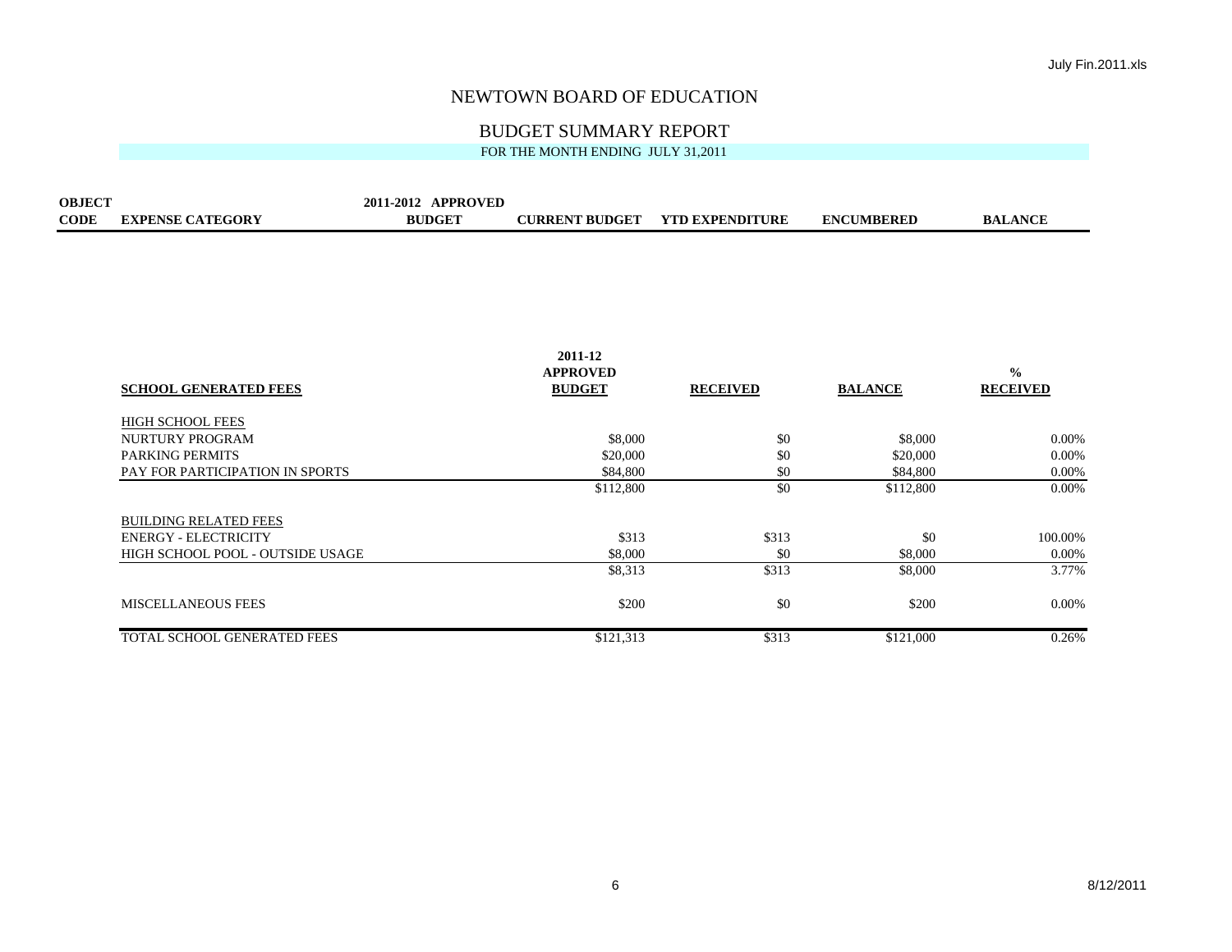# NEWTOWN BOARD OF EDUCATION

## BUDGET SUMMARY REPORT

FOR THE MONTH ENDING JULY 31,2011

| OBJECT CODE | EXPENSE CATEGORY | 2011-2012 APPROVED BUDGET | CURRENT BUDGET | YTD EXPENDITURE | ENCUMBERED | BALANCE |
|---|---|---|---|---|---|---|

| SCHOOL GENERATED FEES | 2011-12 APPROVED BUDGET | RECEIVED | BALANCE | % RECEIVED |
|---|---|---|---|---|
| HIGH SCHOOL FEES | | | | |
| NURTURY PROGRAM | $8,000 | $0 | $8,000 | 0.00% |
| PARKING PERMITS | $20,000 | $0 | $20,000 | 0.00% |
| PAY FOR PARTICIPATION IN SPORTS | $84,800 | $0 | $84,800 | 0.00% |
| | $112,800 | $0 | $112,800 | 0.00% |
| BUILDING RELATED FEES | | | | |
| ENERGY - ELECTRICITY | $313 | $313 | $0 | 100.00% |
| HIGH SCHOOL POOL - OUTSIDE USAGE | $8,000 | $0 | $8,000 | 0.00% |
| | $8,313 | $313 | $8,000 | 3.77% |
| MISCELLANEOUS FEES | $200 | $0 | $200 | 0.00% |
| TOTAL SCHOOL GENERATED FEES | $121,313 | $313 | $121,000 | 0.26% |